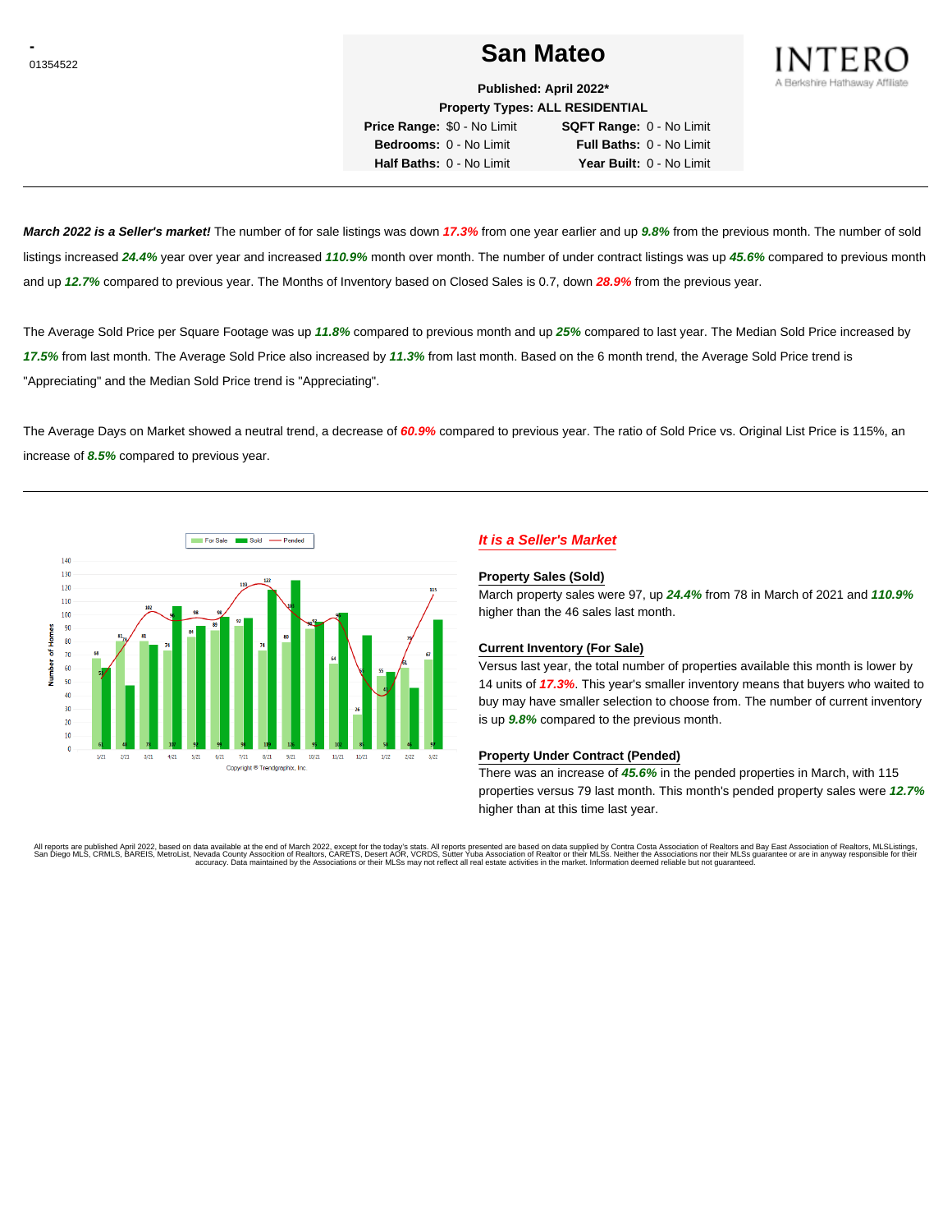-
01354522

# San Mateo

**Published: April 2022***
**Property Types: ALL RESIDENTIAL**

| | | | |
|---|---|---|---|
| **Price Range:** | $0 - No Limit | **SQFT Range:** | 0 - No Limit |
| **Bedrooms:** | 0 - No Limit | **Full Baths:** | 0 - No Limit |
| **Half Baths:** | 0 - No Limit | **Year Built:** | 0 - No Limit |

INTERO
A Berkshire Hathaway Affiliate

---

***March 2022 is a Seller's market!*** The number of for sale listings was down ***17.3%*** from one year earlier and up ***9.8%*** from the previous month. The number of sold listings increased ***24.4%*** year over year and increased ***110.9%*** month over month. The number of under contract listings was up ***45.6%*** compared to previous month and up ***12.7%*** compared to previous year. The Months of Inventory based on Closed Sales is 0.7, down ***28.9%*** from the previous year.

The Average Sold Price per Square Footage was up ***11.8%*** compared to previous month and up ***25%*** compared to last year. The Median Sold Price increased by ***17.5%*** from last month. The Average Sold Price also increased by ***11.3%*** from last month. Based on the 6 month trend, the Average Sold Price trend is "Appreciating" and the Median Sold Price trend is "Appreciating".

The Average Days on Market showed a neutral trend, a decrease of ***60.9%*** compared to previous year. The ratio of Sold Price vs. Original List Price is 115%, an increase of ***8.5%*** compared to previous year.

---

Copyright ® Trendgraphix, Inc.

### *It is a Seller's Market*

**Property Sales (Sold)**

March property sales were 97, up ***24.4%*** from 78 in March of 2021 and ***110.9%*** higher than the 46 sales last month.

**Current Inventory (For Sale)**

Versus last year, the total number of properties available this month is lower by 14 units of ***17.3%***. This year's smaller inventory means that buyers who waited to buy may have smaller selection to choose from. The number of current inventory is up ***9.8%*** compared to the previous month.

**Property Under Contract (Pended)**

There was an increase of ***45.6%*** in the pended properties in March, with 115 properties versus 79 last month. This month's pended property sales were ***12.7%*** higher than at this time last year.

All reports are published April 2022, based on data available at the end of March 2022, except for the today's stats. All reports presented are based on data supplied by Contra Costa Association of Realtors and Bay East Association of Realtors, MLSListings, San Diego MLS, CRMLS, BAREIS, MetroList, Nevada County Association of Realtors, CARETS, Desert AOR, VCRDS, Sutter Yuba Association of Realtor or their MLSs. Neither the Associations nor their MLSs guarantee or are in anyway responsible for their accuracy. Data maintained by the Associations or their MLSs may not reflect all real estate activities in the market. Information deemed reliable but not guaranteed.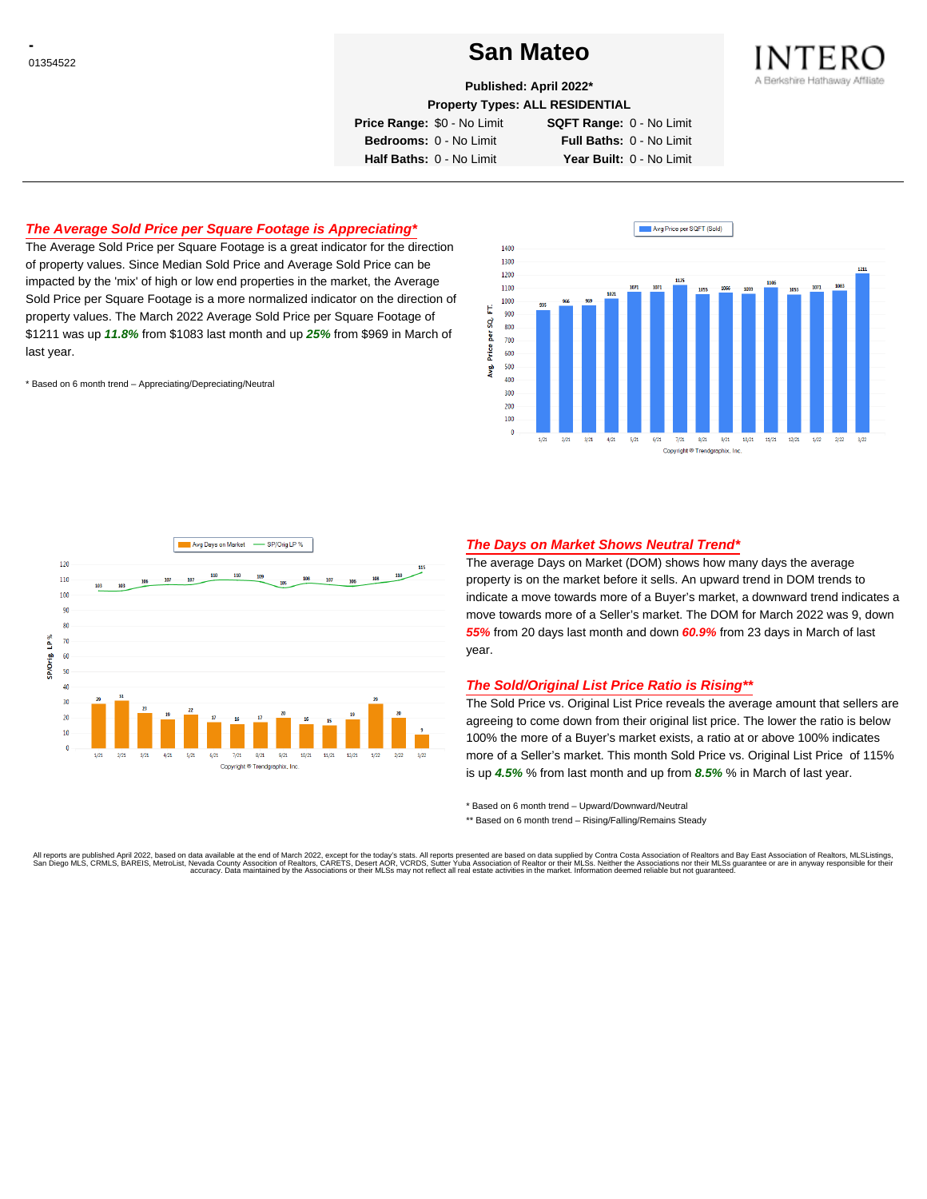-
01354522

# San Mateo

**Published: April 2022***

**Property Types: ALL RESIDENTIAL**

| | | | |
|---|---|---|---|
| **Price Range:** | $0 - No Limit | **SQFT Range:** | 0 - No Limit |
| **Bedrooms:** | 0 - No Limit | **Full Baths:** | 0 - No Limit |
| **Half Baths:** | 0 - No Limit | **Year Built:** | 0 - No Limit |

INTERO
A Berkshire Hathaway Affiliate

## *The Average Sold Price per Square Footage is Appreciating**

The Average Sold Price per Square Footage is a great indicator for the direction of property values. Since Median Sold Price and Average Sold Price can be impacted by the 'mix' of high or low end properties in the market, the Average Sold Price per Square Footage is a more normalized indicator on the direction of property values. The March 2022 Average Sold Price per Square Footage of $1211 was up ***11.8%*** from $1083 last month and up ***25%*** from $969 in March of last year.

\* Based on 6 month trend – Appreciating/Depreciating/Neutral

Avg Price per SQFT (Sold)

| Month | 1/21 | 2/21 | 3/21 | 4/21 | 5/21 | 6/21 | 7/21 | 8/21 | 9/21 | 10/21 | 11/21 | 12/21 | 1/22 | 2/22 | 3/22 |
|---|---|---|---|---|---|---|---|---|---|---|---|---|---|---|---|
| Avg. Price per SQ. FT. | 935 | 966 | 969 | 1021 | 1071 | 1071 | 1125 | 1055 | 1066 | 1059 | 1106 | 1053 | 1071 | 1083 | 1211 |

Copyright ® Trendgraphix, Inc.

Avg Days on Market / SP/Orig LP %

| Month | 1/21 | 2/21 | 3/21 | 4/21 | 5/21 | 6/21 | 7/21 | 8/21 | 9/21 | 10/21 | 11/21 | 12/21 | 1/22 | 2/22 | 3/22 |
|---|---|---|---|---|---|---|---|---|---|---|---|---|---|---|---|
| Avg Days on Market | 29 | 31 | 23 | 19 | 22 | 17 | 16 | 17 | 20 | 16 | 15 | 19 | 29 | 20 | 9 |
| SP/Orig LP % | 103 | 103 | 106 | 107 | 107 | 110 | 110 | 109 | 105 | 108 | 107 | 106 | 108 | 110 | 115 |

Copyright ® Trendgraphix, Inc.

## *The Days on Market Shows Neutral Trend**

The average Days on Market (DOM) shows how many days the average property is on the market before it sells. An upward trend in DOM trends to indicate a move towards more of a Buyer's market, a downward trend indicates a move towards more of a Seller's market. The DOM for March 2022 was 9, down ***55%*** from 20 days last month and down ***60.9%*** from 23 days in March of last year.

## *The Sold/Original List Price Ratio is Rising***

The Sold Price vs. Original List Price reveals the average amount that sellers are agreeing to come down from their original list price. The lower the ratio is below 100% the more of a Buyer's market exists, a ratio at or above 100% indicates more of a Seller's market. This month Sold Price vs. Original List Price of 115% is up ***4.5%*** % from last month and up from ***8.5%*** % in March of last year.

\* Based on 6 month trend – Upward/Downward/Neutral

\*\* Based on 6 month trend – Rising/Falling/Remains Steady

All reports are published April 2022, based on data available at the end of March 2022, except for the today's stats. All reports presented are based on data supplied by Contra Costa Association of Realtors and Bay East Association of Realtors, MLSListings, San Diego MLS, CRMLS, BAREIS, MetroList, Nevada County Association of Realtors, CARETS, Desert AOR, VCRDS, Sutter Yuba Association of Realtor or their MLSs. Neither the Associations nor their MLSs guarantee or are in anyway responsible for their accuracy. Data maintained by the Associations or their MLSs may not reflect all real estate activities in the market. Information deemed reliable but not guaranteed.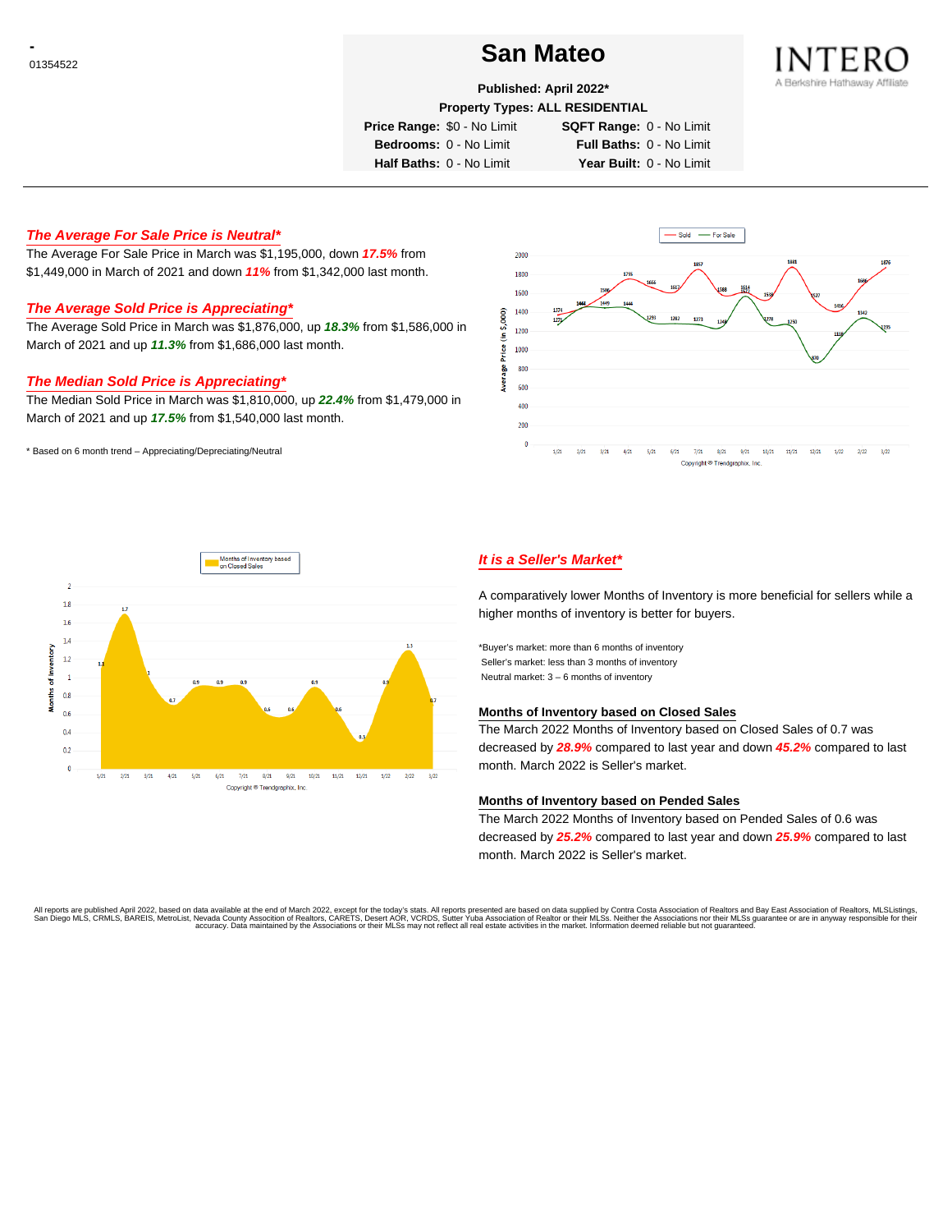-
01354522

# San Mateo

**Published: April 2022***
**Property Types: ALL RESIDENTIAL**

| | | | |
|---|---|---|---|
| **Price Range:** | $0 - No Limit | **SQFT Range:** | 0 - No Limit |
| **Bedrooms:** | 0 - No Limit | **Full Baths:** | 0 - No Limit |
| **Half Baths:** | 0 - No Limit | **Year Built:** | 0 - No Limit |

INTERO
A Berkshire Hathaway Affiliate

## *The Average For Sale Price is Neutral**

The Average For Sale Price in March was $1,195,000, down ***17.5%*** from $1,449,000 in March of 2021 and down ***11%*** from $1,342,000 last month.

## *The Average Sold Price is Appreciating**

The Average Sold Price in March was $1,876,000, up ***18.3%*** from $1,586,000 in March of 2021 and up ***11.3%*** from $1,686,000 last month.

## *The Median Sold Price is Appreciating**

The Median Sold Price in March was $1,810,000, up ***22.4%*** from $1,479,000 in March of 2021 and up ***17.5%*** from $1,540,000 last month.

* Based on 6 month trend – Appreciating/Depreciating/Neutral

## *It is a Seller's Market**

A comparatively lower Months of Inventory is more beneficial for sellers while a higher months of inventory is better for buyers.

*Buyer's market: more than 6 months of inventory
Seller's market: less than 3 months of inventory
Neutral market: 3 – 6 months of inventory

### Months of Inventory based on Closed Sales

The March 2022 Months of Inventory based on Closed Sales of 0.7 was decreased by ***28.9%*** compared to last year and down ***45.2%*** compared to last month. March 2022 is Seller's market.

### Months of Inventory based on Pended Sales

The March 2022 Months of Inventory based on Pended Sales of 0.6 was decreased by ***25.2%*** compared to last year and down ***25.9%*** compared to last month. March 2022 is Seller's market.

All reports are published April 2022, based on data available at the end of March 2022, except for the today's stats. All reports presented are based on data supplied by Contra Costa Association of Realtors and Bay East Association of Realtors, MLSListings, San Diego MLS, CRMLS, BAREIS, MetroList, Nevada County Association of Realtors, CARETS, Desert AOR, VCRDS, Sutter Yuba Association of Realtor or their MLSs. Neither the Associations nor their MLSs guarantee or are in anyway responsible for their accuracy. Data maintained by the Associations or their MLSs may not reflect all real estate activities in the market. Information deemed reliable but not guaranteed.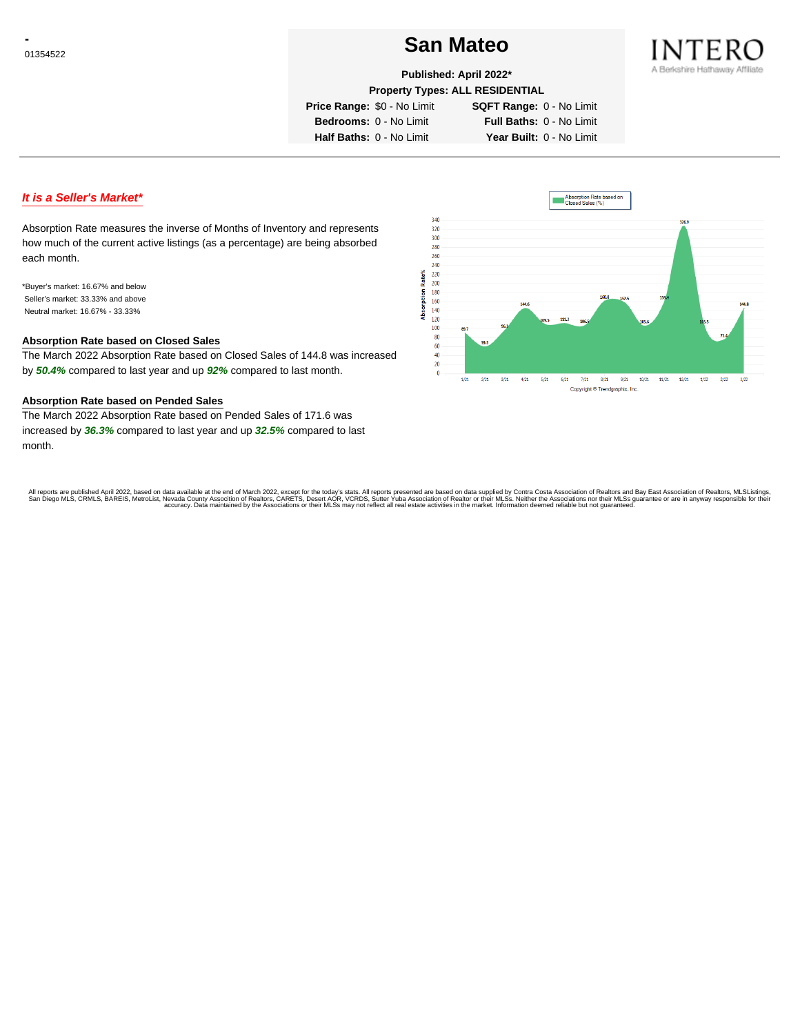-
01354522

# San Mateo

INTERO
A Berkshire Hathaway Affiliate

**Published: April 2022***

**Property Types: ALL RESIDENTIAL**

**Price Range:** $0 - No Limit **SQFT Range:** 0 - No Limit

**Bedrooms:** 0 - No Limit **Full Baths:** 0 - No Limit

**Half Baths:** 0 - No Limit **Year Built:** 0 - No Limit

## *It is a Seller's Market**

Absorption Rate measures the inverse of Months of Inventory and represents how much of the current active listings (as a percentage) are being absorbed each month.

*Buyer's market: 16.67% and below
Seller's market: 33.33% and above
Neutral market: 16.67% - 33.33%

Absorption Rate based on Closed Sales (%)

Absorption Rate%

340
320
300
280
260
240
220
200
180
160
140
120
100
80
60
40
20
0

89.7, 59.3, 96.3, 144.6, 109.5, 111.2, 106.5, 160.8, 157.5, 105.6, 159.4, 326.9, 105.5, 75.4, 144.8

1/21 2/21 3/21 4/21 5/21 6/21 7/21 8/21 9/21 10/21 11/21 12/21 1/22 2/22 3/22

Copyright ® Trendgraphix, Inc.

### Absorption Rate based on Closed Sales

The March 2022 Absorption Rate based on Closed Sales of 144.8 was increased by ***50.4%*** compared to last year and up ***92%*** compared to last month.

### Absorption Rate based on Pended Sales

The March 2022 Absorption Rate based on Pended Sales of 171.6 was increased by ***36.3%*** compared to last year and up ***32.5%*** compared to last month.

All reports are published April 2022, based on data available at the end of March 2022, except for the today's stats. All reports presented are based on data supplied by Contra Costa Association of Realtors and Bay East Association of Realtors, MLSListings, San Diego MLS, CRMLS, BAREIS, MetroList, Nevada County Assocition of Realtors, CARETS, Desert AOR, VCRDS, Sutter Yuba Association of Realtor or their MLSs. Neither the Associations nor their MLSs guarantee or are in anyway responsible for their accuracy. Data maintained by the Associations or their MLSs may not reflect all real estate activities in the market. Information deemed reliable but not guaranteed.